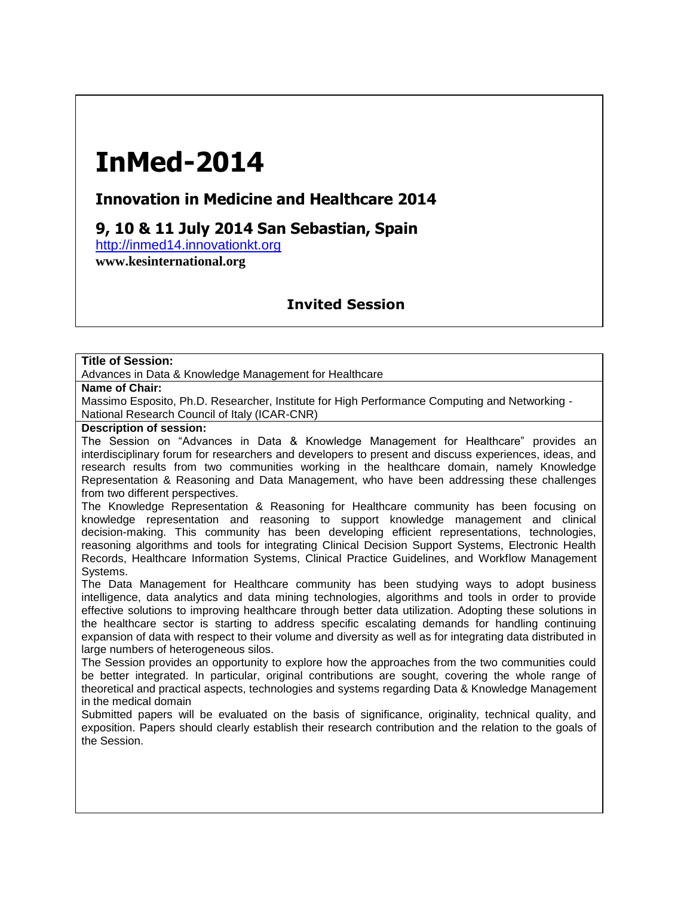# InMed-2014

## Innovation in Medicine and Healthcare 2014

## 9, 10 & 11 July 2014 San Sebastian, Spain

http://inmed14.innovationkt.org

**www.kesinternational.org**

### Invited Session

**Title of Session:**

Advances in Data & Knowledge Management for Healthcare

**Name of Chair:**

Massimo Esposito, Ph.D. Researcher, Institute for High Performance Computing and Networking - National Research Council of Italy (ICAR-CNR)

**Description of session:**

The Session on "Advances in Data & Knowledge Management for Healthcare" provides an interdisciplinary forum for researchers and developers to present and discuss experiences, ideas, and research results from two communities working in the healthcare domain, namely Knowledge Representation & Reasoning and Data Management, who have been addressing these challenges from two different perspectives.

The Knowledge Representation & Reasoning for Healthcare community has been focusing on knowledge representation and reasoning to support knowledge management and clinical decision-making. This community has been developing efficient representations, technologies, reasoning algorithms and tools for integrating Clinical Decision Support Systems, Electronic Health Records, Healthcare Information Systems, Clinical Practice Guidelines, and Workflow Management Systems.

The Data Management for Healthcare community has been studying ways to adopt business intelligence, data analytics and data mining technologies, algorithms and tools in order to provide effective solutions to improving healthcare through better data utilization. Adopting these solutions in the healthcare sector is starting to address specific escalating demands for handling continuing expansion of data with respect to their volume and diversity as well as for integrating data distributed in large numbers of heterogeneous silos.

The Session provides an opportunity to explore how the approaches from the two communities could be better integrated. In particular, original contributions are sought, covering the whole range of theoretical and practical aspects, technologies and systems regarding Data & Knowledge Management in the medical domain

Submitted papers will be evaluated on the basis of significance, originality, technical quality, and exposition. Papers should clearly establish their research contribution and the relation to the goals of the Session.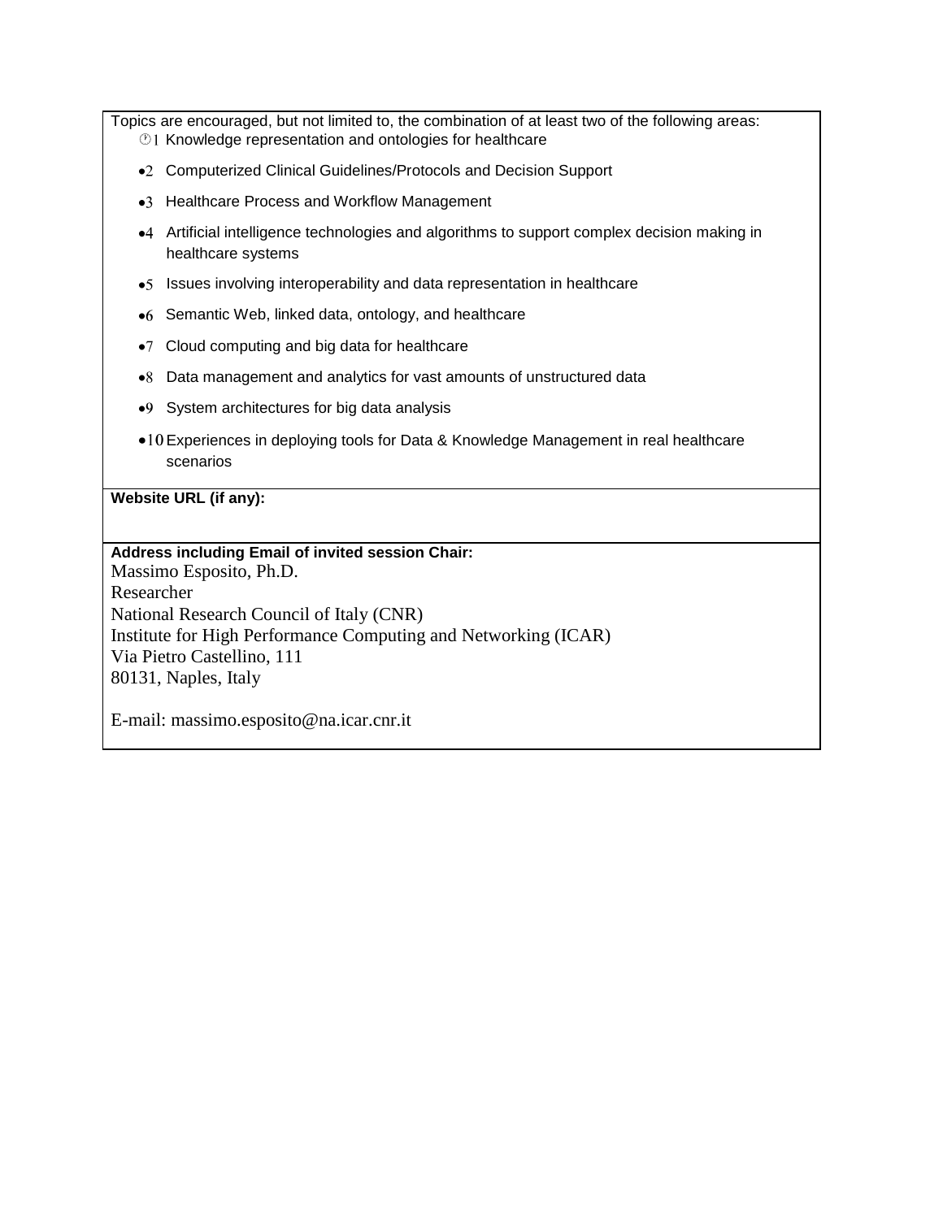Topics are encouraged, but not limited to, the combination of at least two of the following areas:

1. Knowledge representation and ontologies for healthcare
2. Computerized Clinical Guidelines/Protocols and Decision Support
3. Healthcare Process and Workflow Management
4. Artificial intelligence technologies and algorithms to support complex decision making in healthcare systems
5. Issues involving interoperability and data representation in healthcare
6. Semantic Web, linked data, ontology, and healthcare
7. Cloud computing and big data for healthcare
8. Data management and analytics for vast amounts of unstructured data
9. System architectures for big data analysis
10. Experiences in deploying tools for Data & Knowledge Management in real healthcare scenarios

**Website URL (if any):**

**Address including Email of invited session Chair:**

Massimo Esposito, Ph.D.
Researcher
National Research Council of Italy (CNR)
Institute for High Performance Computing and Networking (ICAR)
Via Pietro Castellino, 111
80131, Naples, Italy

E-mail: massimo.esposito@na.icar.cnr.it